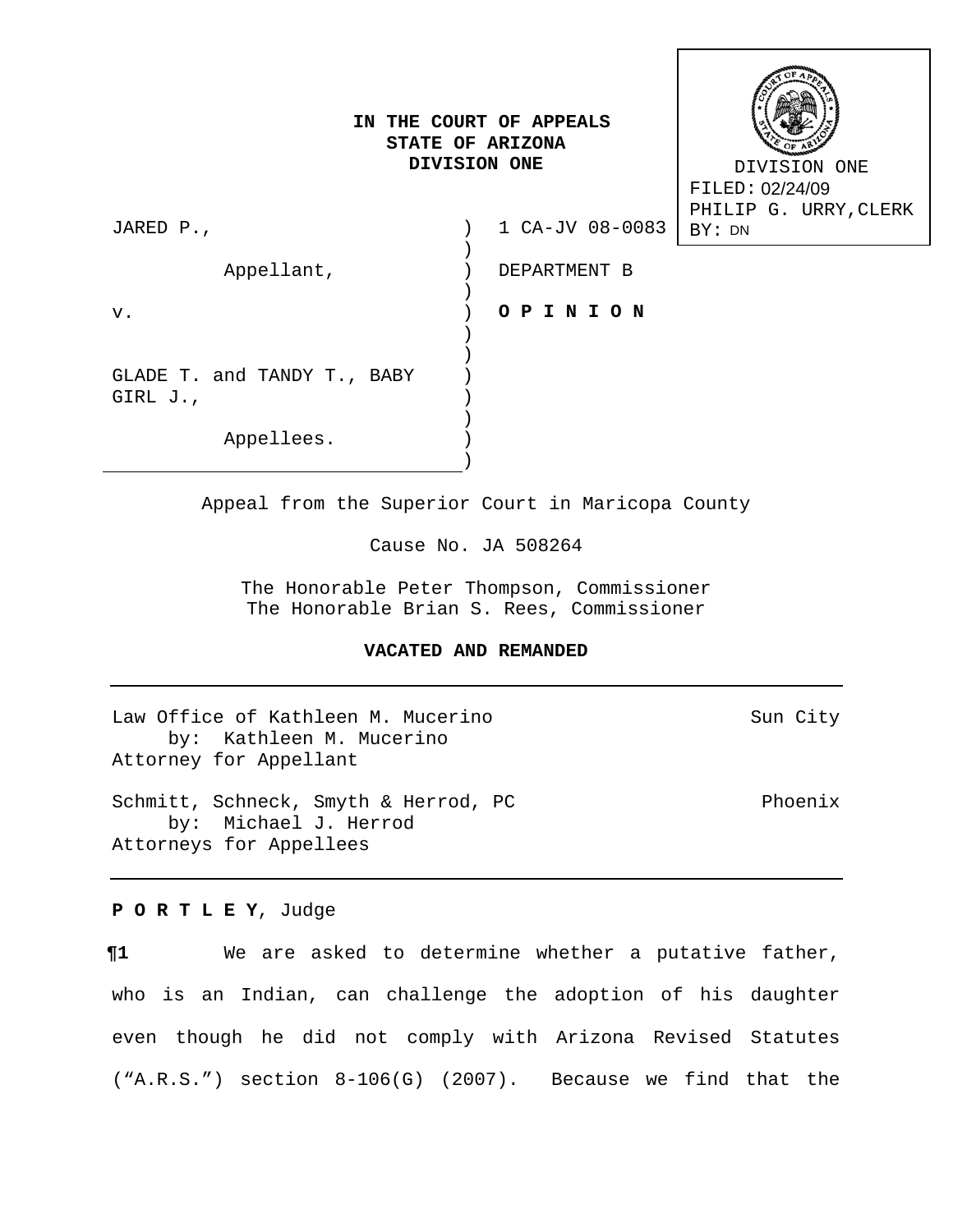IN THE COURT OF APPEALS
STATE OF ARIZONA
DIVISION ONE

DIVISION ONE
FILED: 02/24/09
PHILIP G. URRY, CLERK
BY: DN

JARED P.,

Appellant,

v.

GLADE T. and TANDY T., BABY GIRL J.,

Appellees.

1 CA-JV 08-0083

DEPARTMENT B

**O P I N I O N**

Appeal from the Superior Court in Maricopa County

Cause No. JA 508264

The Honorable Peter Thompson, Commissioner
The Honorable Brian S. Rees, Commissioner

**VACATED AND REMANDED**

---

Law Office of Kathleen M. Mucerino — Sun City
by: Kathleen M. Mucerino
Attorney for Appellant

Schmitt, Schneck, Smyth & Herrod, PC — Phoenix
by: Michael J. Herrod
Attorneys for Appellees

---

**P O R T L E Y**, Judge

**¶1** We are asked to determine whether a putative father, who is an Indian, can challenge the adoption of his daughter even though he did not comply with Arizona Revised Statutes ("A.R.S.") section 8-106(G) (2007). Because we find that the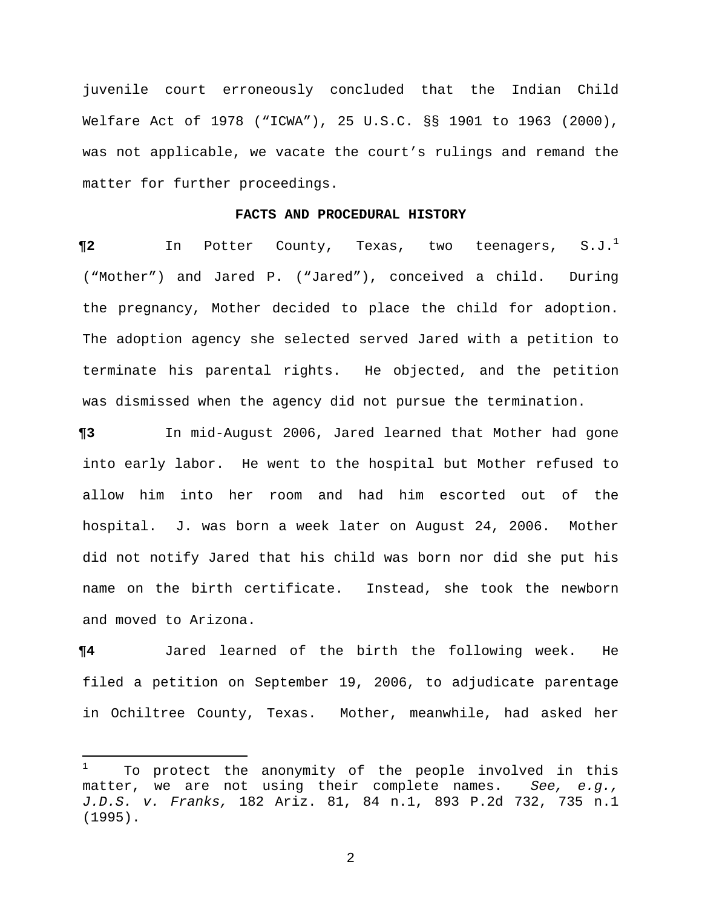juvenile court erroneously concluded that the Indian Child Welfare Act of 1978 ("ICWA"), 25 U.S.C. §§ 1901 to 1963 (2000), was not applicable, we vacate the court's rulings and remand the matter for further proceedings.

**FACTS AND PROCEDURAL HISTORY**

**¶2** In Potter County, Texas, two teenagers, S.J.[1] ("Mother") and Jared P. ("Jared"), conceived a child. During the pregnancy, Mother decided to place the child for adoption. The adoption agency she selected served Jared with a petition to terminate his parental rights. He objected, and the petition was dismissed when the agency did not pursue the termination.

**¶3** In mid-August 2006, Jared learned that Mother had gone into early labor. He went to the hospital but Mother refused to allow him into her room and had him escorted out of the hospital. J. was born a week later on August 24, 2006. Mother did not notify Jared that his child was born nor did she put his name on the birth certificate. Instead, she took the newborn and moved to Arizona.

**¶4** Jared learned of the birth the following week. He filed a petition on September 19, 2006, to adjudicate parentage in Ochiltree County, Texas. Mother, meanwhile, had asked her

---

[1] To protect the anonymity of the people involved in this matter, we are not using their complete names. *See, e.g., J.D.S. v. Franks,* 182 Ariz. 81, 84 n.1, 893 P.2d 732, 735 n.1 (1995).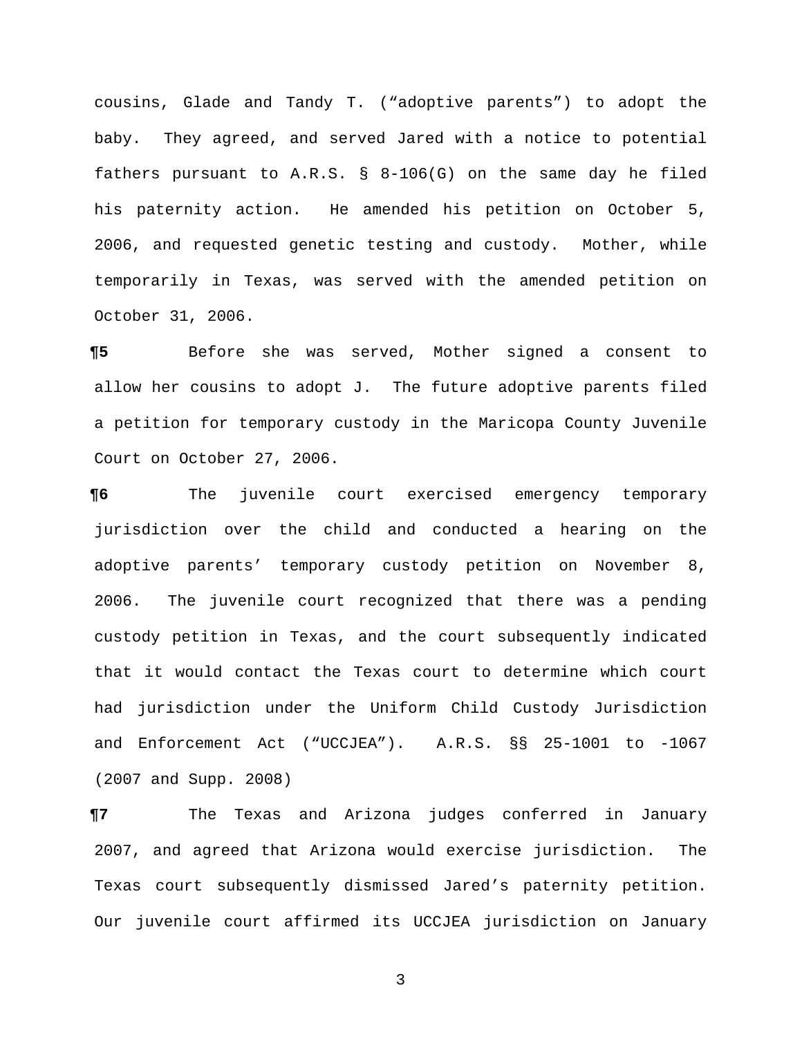cousins, Glade and Tandy T. ("adoptive parents") to adopt the baby. They agreed, and served Jared with a notice to potential fathers pursuant to A.R.S. § 8-106(G) on the same day he filed his paternity action. He amended his petition on October 5, 2006, and requested genetic testing and custody. Mother, while temporarily in Texas, was served with the amended petition on October 31, 2006.

**¶5** Before she was served, Mother signed a consent to allow her cousins to adopt J. The future adoptive parents filed a petition for temporary custody in the Maricopa County Juvenile Court on October 27, 2006.

**¶6** The juvenile court exercised emergency temporary jurisdiction over the child and conducted a hearing on the adoptive parents' temporary custody petition on November 8, 2006. The juvenile court recognized that there was a pending custody petition in Texas, and the court subsequently indicated that it would contact the Texas court to determine which court had jurisdiction under the Uniform Child Custody Jurisdiction and Enforcement Act ("UCCJEA"). A.R.S. §§ 25-1001 to -1067 (2007 and Supp. 2008)

**¶7** The Texas and Arizona judges conferred in January 2007, and agreed that Arizona would exercise jurisdiction. The Texas court subsequently dismissed Jared's paternity petition. Our juvenile court affirmed its UCCJEA jurisdiction on January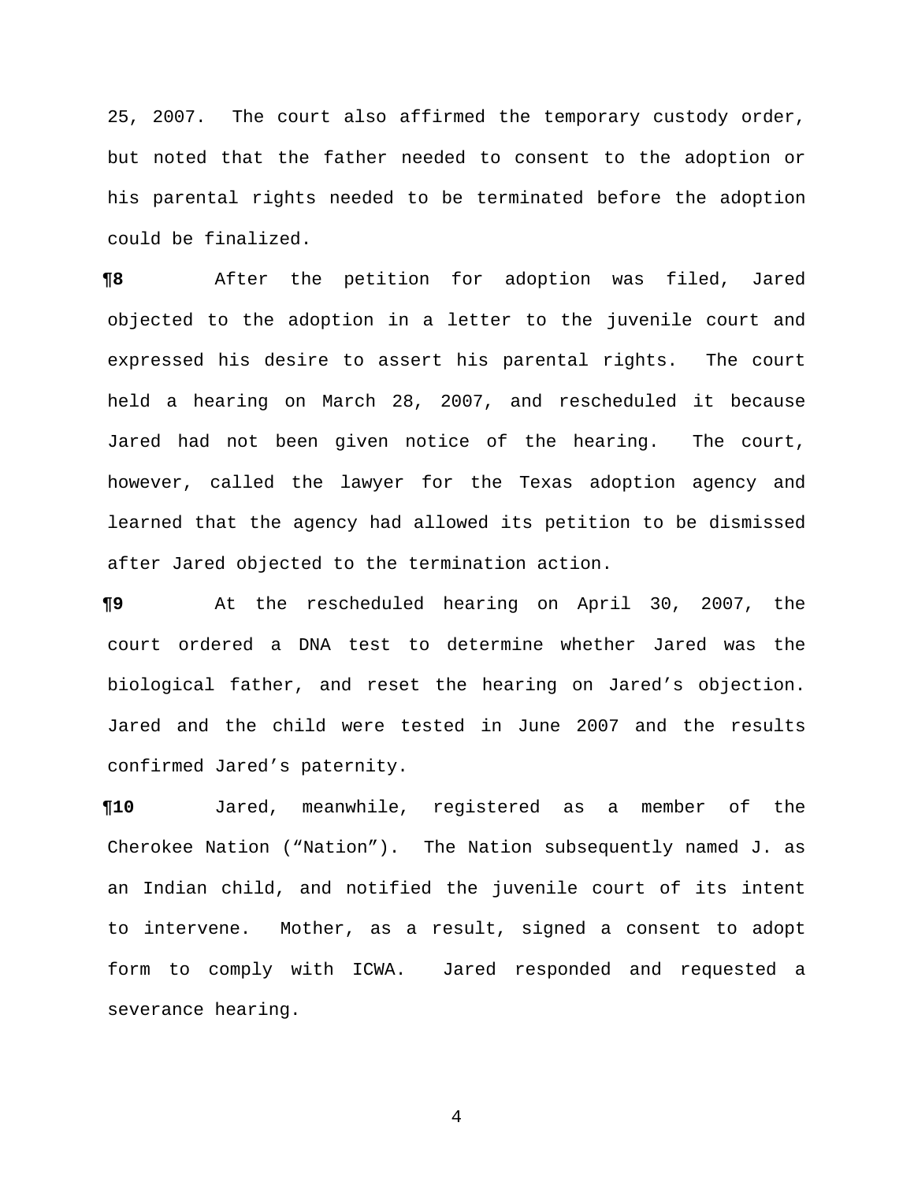25, 2007. The court also affirmed the temporary custody order, but noted that the father needed to consent to the adoption or his parental rights needed to be terminated before the adoption could be finalized.

**¶8** After the petition for adoption was filed, Jared objected to the adoption in a letter to the juvenile court and expressed his desire to assert his parental rights. The court held a hearing on March 28, 2007, and rescheduled it because Jared had not been given notice of the hearing. The court, however, called the lawyer for the Texas adoption agency and learned that the agency had allowed its petition to be dismissed after Jared objected to the termination action.

**¶9** At the rescheduled hearing on April 30, 2007, the court ordered a DNA test to determine whether Jared was the biological father, and reset the hearing on Jared's objection. Jared and the child were tested in June 2007 and the results confirmed Jared's paternity.

**¶10** Jared, meanwhile, registered as a member of the Cherokee Nation ("Nation"). The Nation subsequently named J. as an Indian child, and notified the juvenile court of its intent to intervene. Mother, as a result, signed a consent to adopt form to comply with ICWA. Jared responded and requested a severance hearing.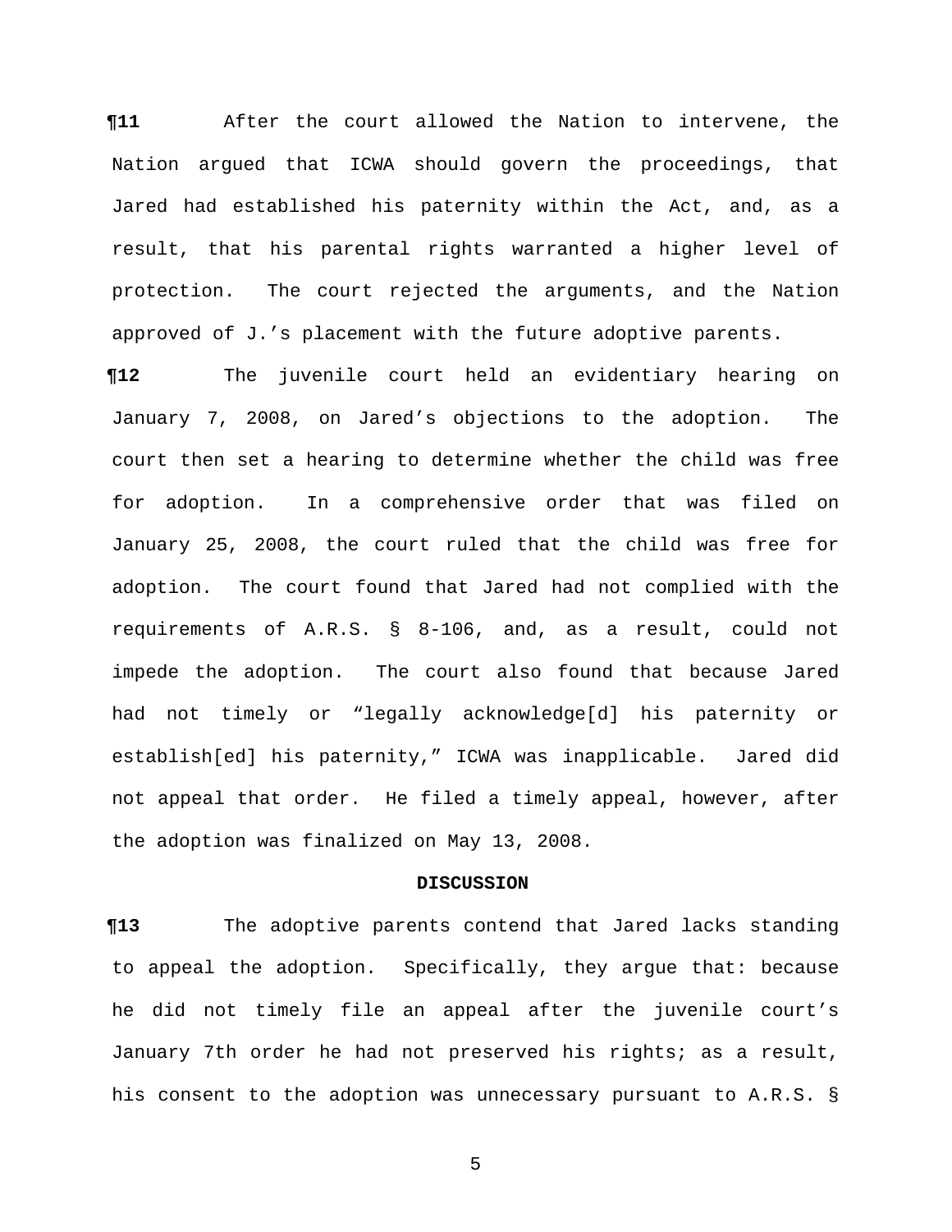**¶11** After the court allowed the Nation to intervene, the Nation argued that ICWA should govern the proceedings, that Jared had established his paternity within the Act, and, as a result, that his parental rights warranted a higher level of protection. The court rejected the arguments, and the Nation approved of J.'s placement with the future adoptive parents.

**¶12** The juvenile court held an evidentiary hearing on January 7, 2008, on Jared's objections to the adoption. The court then set a hearing to determine whether the child was free for adoption. In a comprehensive order that was filed on January 25, 2008, the court ruled that the child was free for adoption. The court found that Jared had not complied with the requirements of A.R.S. § 8-106, and, as a result, could not impede the adoption. The court also found that because Jared had not timely or "legally acknowledge[d] his paternity or establish[ed] his paternity," ICWA was inapplicable. Jared did not appeal that order. He filed a timely appeal, however, after the adoption was finalized on May 13, 2008.

**DISCUSSION**

**¶13** The adoptive parents contend that Jared lacks standing to appeal the adoption. Specifically, they argue that: because he did not timely file an appeal after the juvenile court's January 7th order he had not preserved his rights; as a result, his consent to the adoption was unnecessary pursuant to A.R.S. §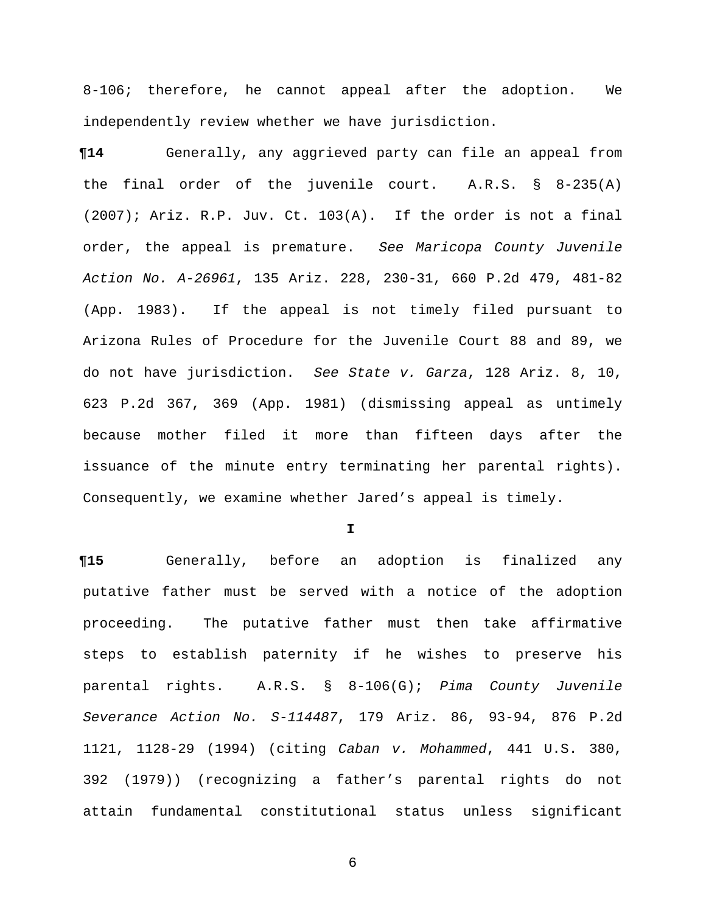8-106; therefore, he cannot appeal after the adoption. We independently review whether we have jurisdiction.

**¶14** Generally, any aggrieved party can file an appeal from the final order of the juvenile court. A.R.S. § 8-235(A) (2007); Ariz. R.P. Juv. Ct. 103(A). If the order is not a final order, the appeal is premature. *See Maricopa County Juvenile Action No. A-26961*, 135 Ariz. 228, 230-31, 660 P.2d 479, 481-82 (App. 1983). If the appeal is not timely filed pursuant to Arizona Rules of Procedure for the Juvenile Court 88 and 89, we do not have jurisdiction. *See State v. Garza*, 128 Ariz. 8, 10, 623 P.2d 367, 369 (App. 1981) (dismissing appeal as untimely because mother filed it more than fifteen days after the issuance of the minute entry terminating her parental rights). Consequently, we examine whether Jared's appeal is timely.

**I**

**¶15** Generally, before an adoption is finalized any putative father must be served with a notice of the adoption proceeding. The putative father must then take affirmative steps to establish paternity if he wishes to preserve his parental rights. A.R.S. § 8-106(G); *Pima County Juvenile Severance Action No. S-114487*, 179 Ariz. 86, 93-94, 876 P.2d 1121, 1128-29 (1994) (citing *Caban v. Mohammed*, 441 U.S. 380, 392 (1979)) (recognizing a father's parental rights do not attain fundamental constitutional status unless significant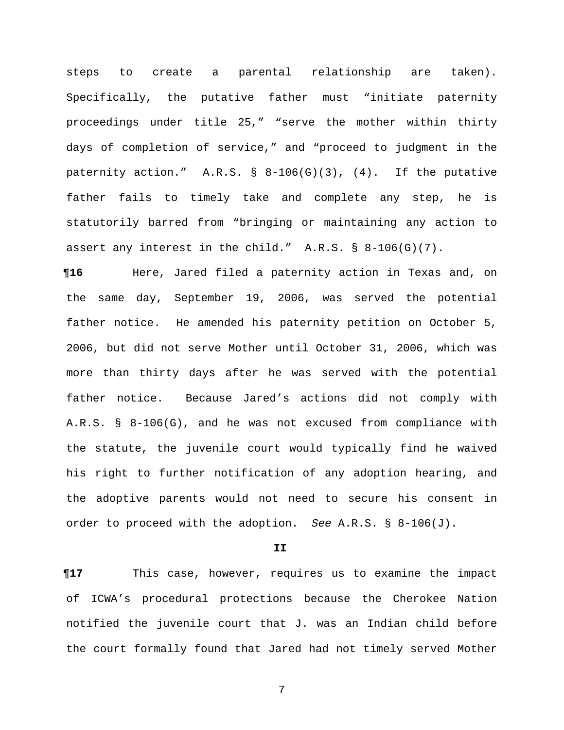steps to create a parental relationship are taken). Specifically, the putative father must “initiate paternity proceedings under title 25,” “serve the mother within thirty days of completion of service,” and “proceed to judgment in the paternity action.” A.R.S. § 8-106(G)(3), (4). If the putative father fails to timely take and complete any step, he is statutorily barred from “bringing or maintaining any action to assert any interest in the child.” A.R.S. § 8-106(G)(7).

**¶16** Here, Jared filed a paternity action in Texas and, on the same day, September 19, 2006, was served the potential father notice. He amended his paternity petition on October 5, 2006, but did not serve Mother until October 31, 2006, which was more than thirty days after he was served with the potential father notice. Because Jared’s actions did not comply with A.R.S. § 8-106(G), and he was not excused from compliance with the statute, the juvenile court would typically find he waived his right to further notification of any adoption hearing, and the adoptive parents would not need to secure his consent in order to proceed with the adoption. *See* A.R.S. § 8-106(J).

**II**

**¶17** This case, however, requires us to examine the impact of ICWA’s procedural protections because the Cherokee Nation notified the juvenile court that J. was an Indian child before the court formally found that Jared had not timely served Mother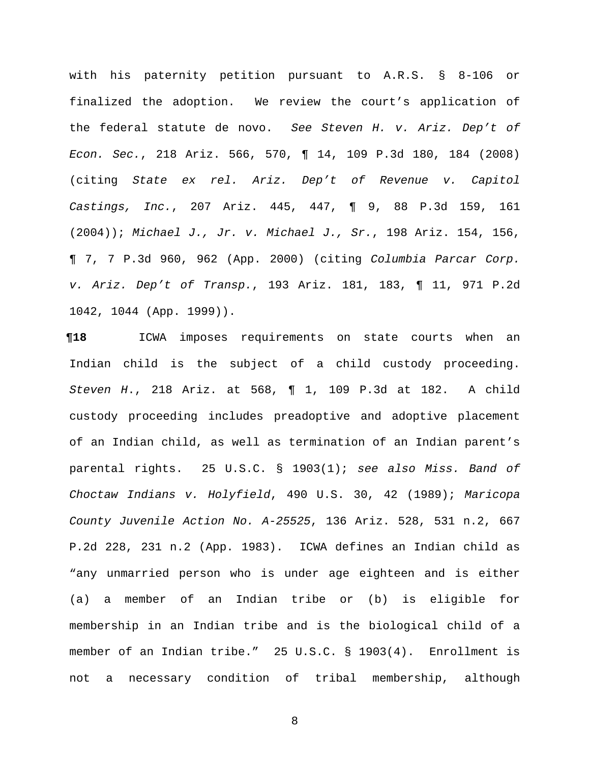with his paternity petition pursuant to A.R.S. § 8-106 or finalized the adoption. We review the court's application of the federal statute de novo. *See Steven H. v. Ariz. Dep't of Econ. Sec.*, 218 Ariz. 566, 570, ¶ 14, 109 P.3d 180, 184 (2008) (citing *State ex rel. Ariz. Dep't of Revenue v. Capitol Castings, Inc.*, 207 Ariz. 445, 447, ¶ 9, 88 P.3d 159, 161 (2004)); *Michael J., Jr. v. Michael J., Sr.*, 198 Ariz. 154, 156, ¶ 7, 7 P.3d 960, 962 (App. 2000) (citing *Columbia Parcar Corp. v. Ariz. Dep't of Transp.*, 193 Ariz. 181, 183, ¶ 11, 971 P.2d 1042, 1044 (App. 1999)).

**¶18** ICWA imposes requirements on state courts when an Indian child is the subject of a child custody proceeding. *Steven H.*, 218 Ariz. at 568, ¶ 1, 109 P.3d at 182. A child custody proceeding includes preadoptive and adoptive placement of an Indian child, as well as termination of an Indian parent's parental rights. 25 U.S.C. § 1903(1); *see also Miss. Band of Choctaw Indians v. Holyfield*, 490 U.S. 30, 42 (1989); *Maricopa County Juvenile Action No. A-25525*, 136 Ariz. 528, 531 n.2, 667 P.2d 228, 231 n.2 (App. 1983). ICWA defines an Indian child as "any unmarried person who is under age eighteen and is either (a) a member of an Indian tribe or (b) is eligible for membership in an Indian tribe and is the biological child of a member of an Indian tribe." 25 U.S.C. § 1903(4). Enrollment is not a necessary condition of tribal membership, although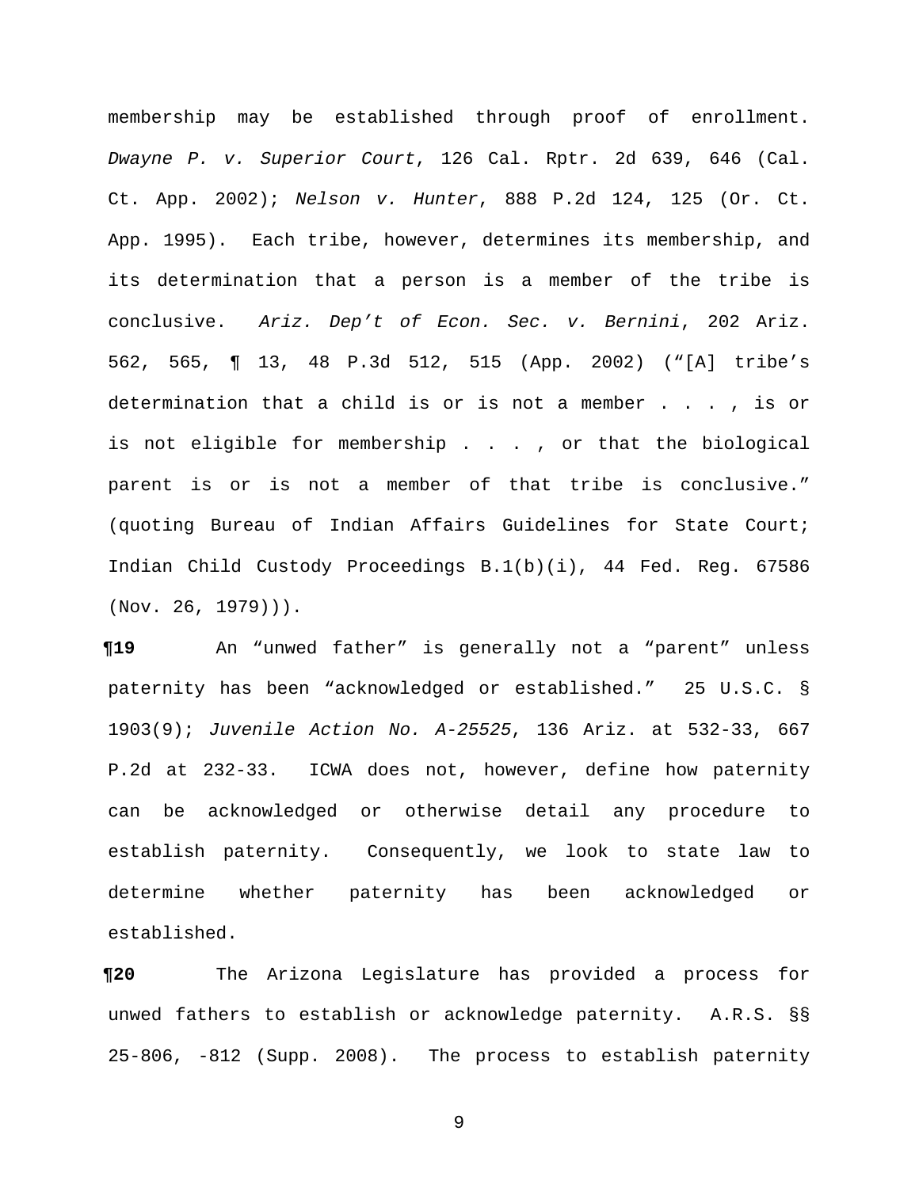membership may be established through proof of enrollment. *Dwayne P. v. Superior Court*, 126 Cal. Rptr. 2d 639, 646 (Cal. Ct. App. 2002); *Nelson v. Hunter*, 888 P.2d 124, 125 (Or. Ct. App. 1995). Each tribe, however, determines its membership, and its determination that a person is a member of the tribe is conclusive. *Ariz. Dep't of Econ. Sec. v. Bernini*, 202 Ariz. 562, 565, ¶ 13, 48 P.3d 512, 515 (App. 2002) ("[A] tribe's determination that a child is or is not a member . . . , is or is not eligible for membership . . . , or that the biological parent is or is not a member of that tribe is conclusive." (quoting Bureau of Indian Affairs Guidelines for State Court; Indian Child Custody Proceedings B.1(b)(i), 44 Fed. Reg. 67586 (Nov. 26, 1979))).

**¶19** An "unwed father" is generally not a "parent" unless paternity has been "acknowledged or established." 25 U.S.C. § 1903(9); *Juvenile Action No. A-25525*, 136 Ariz. at 532-33, 667 P.2d at 232-33. ICWA does not, however, define how paternity can be acknowledged or otherwise detail any procedure to establish paternity. Consequently, we look to state law to determine whether paternity has been acknowledged or established.

**¶20** The Arizona Legislature has provided a process for unwed fathers to establish or acknowledge paternity. A.R.S. §§ 25-806, -812 (Supp. 2008). The process to establish paternity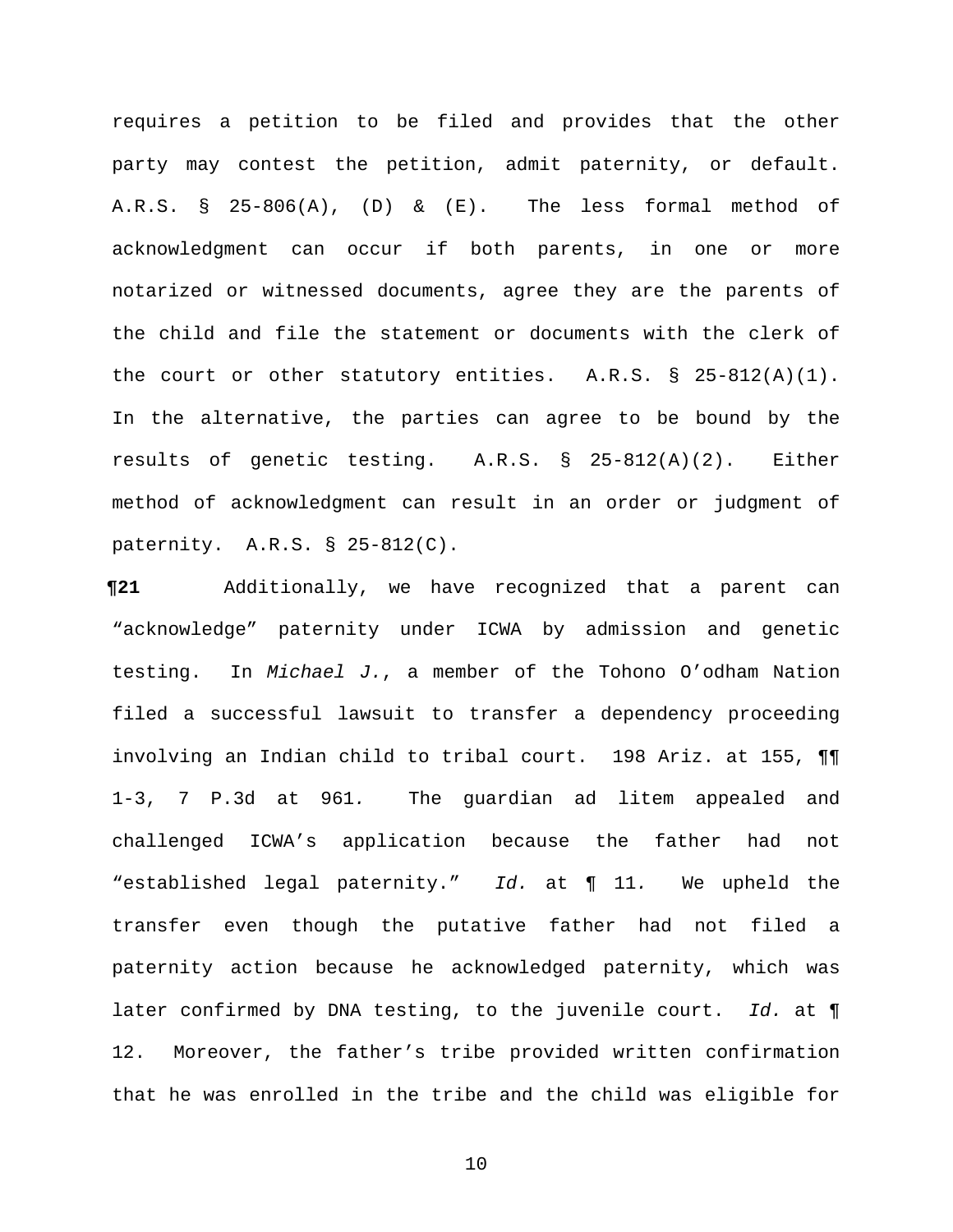requires a petition to be filed and provides that the other party may contest the petition, admit paternity, or default. A.R.S. § 25-806(A), (D) & (E). The less formal method of acknowledgment can occur if both parents, in one or more notarized or witnessed documents, agree they are the parents of the child and file the statement or documents with the clerk of the court or other statutory entities. A.R.S. § 25-812(A)(1). In the alternative, the parties can agree to be bound by the results of genetic testing. A.R.S. § 25-812(A)(2). Either method of acknowledgment can result in an order or judgment of paternity. A.R.S. § 25-812(C).

**¶21** Additionally, we have recognized that a parent can "acknowledge" paternity under ICWA by admission and genetic testing. In *Michael J.*, a member of the Tohono O'odham Nation filed a successful lawsuit to transfer a dependency proceeding involving an Indian child to tribal court. 198 Ariz. at 155, ¶¶ 1-3, 7 P.3d at 961. The guardian ad litem appealed and challenged ICWA's application because the father had not "established legal paternity." *Id.* at ¶ 11. We upheld the transfer even though the putative father had not filed a paternity action because he acknowledged paternity, which was later confirmed by DNA testing, to the juvenile court. *Id.* at ¶ 12. Moreover, the father's tribe provided written confirmation that he was enrolled in the tribe and the child was eligible for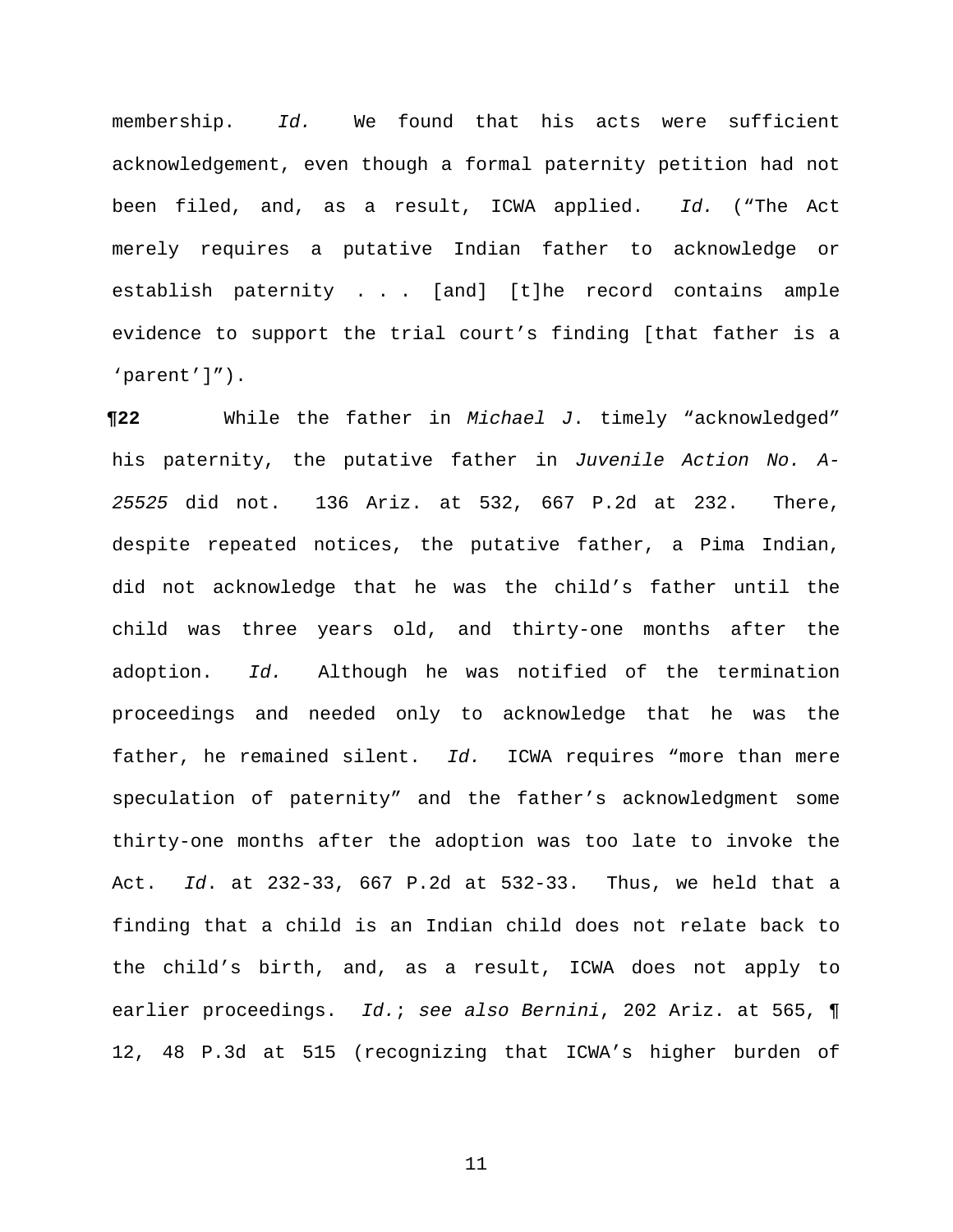membership. *Id.* We found that his acts were sufficient acknowledgement, even though a formal paternity petition had not been filed, and, as a result, ICWA applied. *Id.* ("The Act merely requires a putative Indian father to acknowledge or establish paternity . . . [and] [t]he record contains ample evidence to support the trial court's finding [that father is a 'parent']").

**¶22** While the father in *Michael J*. timely "acknowledged" his paternity, the putative father in *Juvenile Action No. A-25525* did not. 136 Ariz. at 532, 667 P.2d at 232. There, despite repeated notices, the putative father, a Pima Indian, did not acknowledge that he was the child's father until the child was three years old, and thirty-one months after the adoption. *Id.* Although he was notified of the termination proceedings and needed only to acknowledge that he was the father, he remained silent. *Id.* ICWA requires "more than mere speculation of paternity" and the father's acknowledgment some thirty-one months after the adoption was too late to invoke the Act. *Id*. at 232-33, 667 P.2d at 532-33. Thus, we held that a finding that a child is an Indian child does not relate back to the child's birth, and, as a result, ICWA does not apply to earlier proceedings. *Id.*; *see also Bernini*, 202 Ariz. at 565, ¶ 12, 48 P.3d at 515 (recognizing that ICWA's higher burden of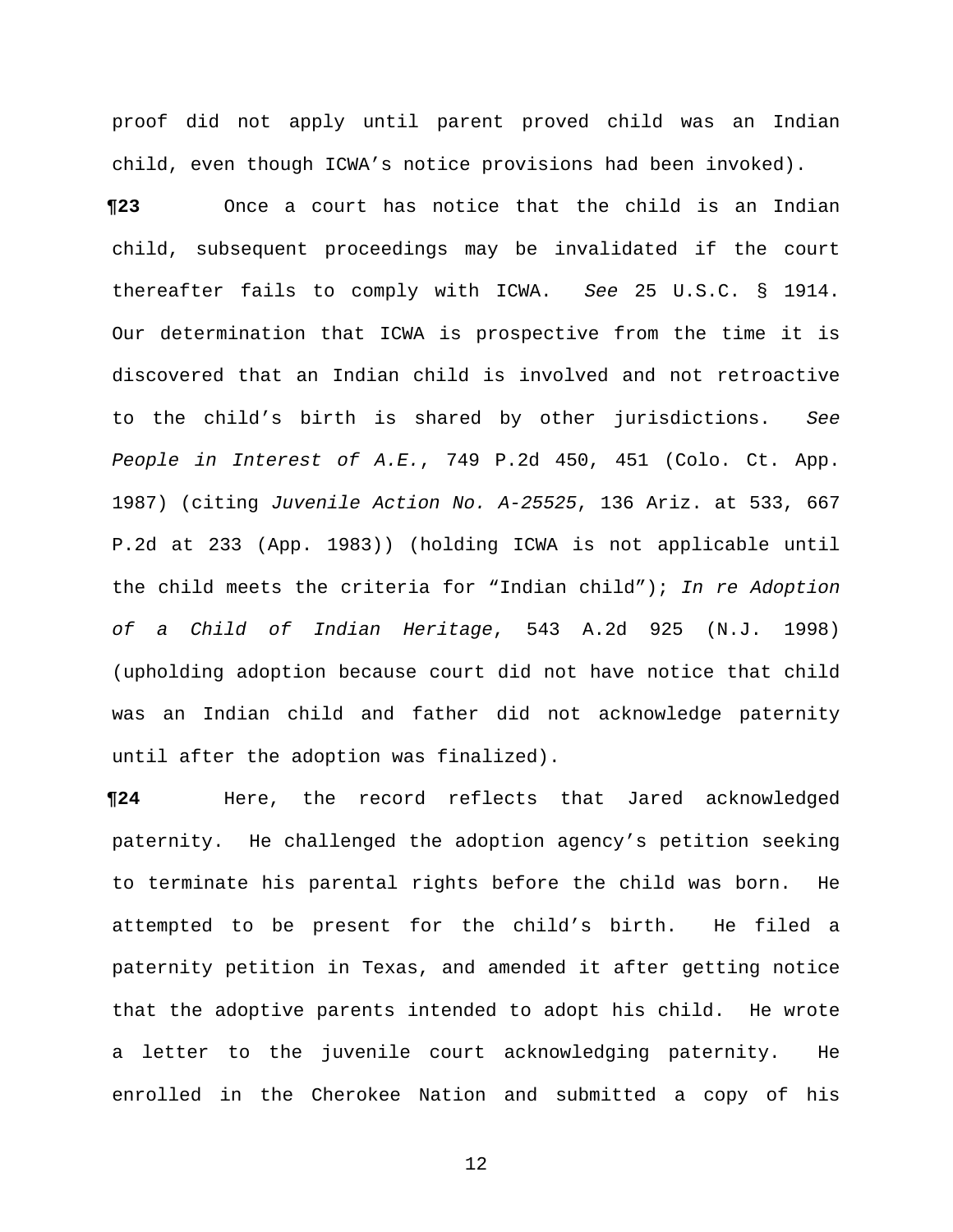proof did not apply until parent proved child was an Indian child, even though ICWA's notice provisions had been invoked).

**¶23** Once a court has notice that the child is an Indian child, subsequent proceedings may be invalidated if the court thereafter fails to comply with ICWA. *See* 25 U.S.C. § 1914. Our determination that ICWA is prospective from the time it is discovered that an Indian child is involved and not retroactive to the child's birth is shared by other jurisdictions. *See People in Interest of A.E.*, 749 P.2d 450, 451 (Colo. Ct. App. 1987) (citing *Juvenile Action No. A-25525*, 136 Ariz. at 533, 667 P.2d at 233 (App. 1983)) (holding ICWA is not applicable until the child meets the criteria for "Indian child"); *In re Adoption of a Child of Indian Heritage*, 543 A.2d 925 (N.J. 1998) (upholding adoption because court did not have notice that child was an Indian child and father did not acknowledge paternity until after the adoption was finalized).

**¶24** Here, the record reflects that Jared acknowledged paternity. He challenged the adoption agency's petition seeking to terminate his parental rights before the child was born. He attempted to be present for the child's birth. He filed a paternity petition in Texas, and amended it after getting notice that the adoptive parents intended to adopt his child. He wrote a letter to the juvenile court acknowledging paternity. He enrolled in the Cherokee Nation and submitted a copy of his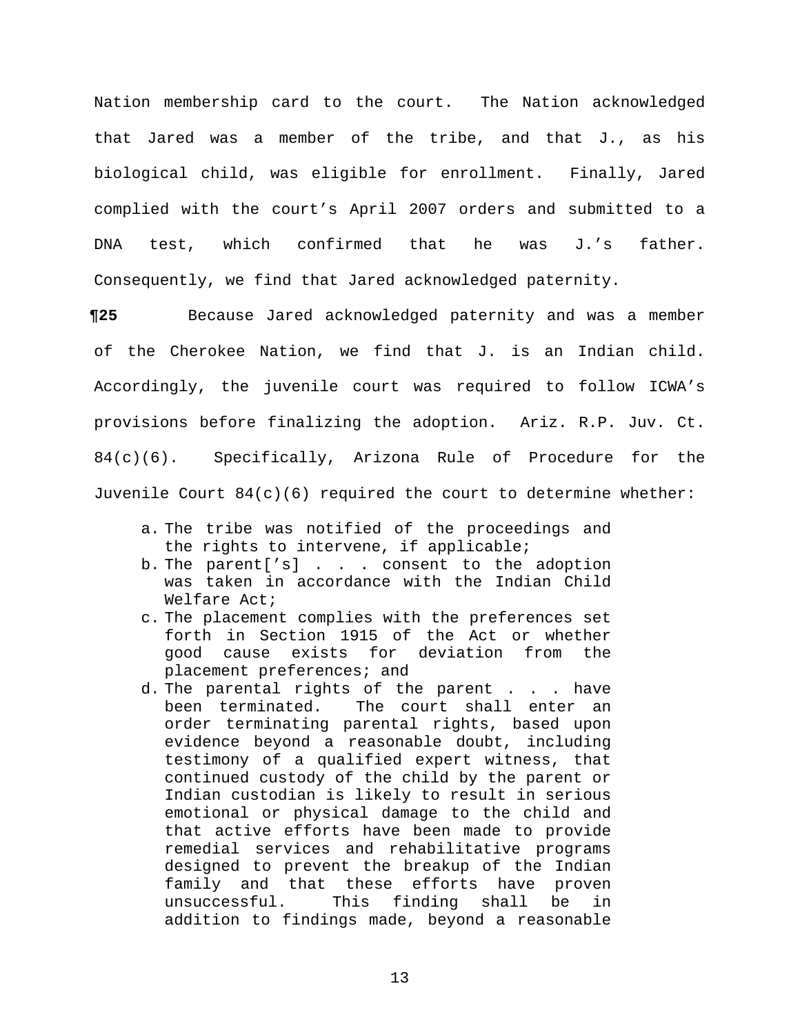Nation membership card to the court. The Nation acknowledged that Jared was a member of the tribe, and that J., as his biological child, was eligible for enrollment. Finally, Jared complied with the court's April 2007 orders and submitted to a DNA test, which confirmed that he was J.'s father. Consequently, we find that Jared acknowledged paternity.

**¶25** Because Jared acknowledged paternity and was a member of the Cherokee Nation, we find that J. is an Indian child. Accordingly, the juvenile court was required to follow ICWA's provisions before finalizing the adoption. Ariz. R.P. Juv. Ct. 84(c)(6). Specifically, Arizona Rule of Procedure for the Juvenile Court 84(c)(6) required the court to determine whether:

> a. The tribe was notified of the proceedings and the rights to intervene, if applicable;
> b. The parent['s] . . . consent to the adoption was taken in accordance with the Indian Child Welfare Act;
> c. The placement complies with the preferences set forth in Section 1915 of the Act or whether good cause exists for deviation from the placement preferences; and
> d. The parental rights of the parent . . . have been terminated. The court shall enter an order terminating parental rights, based upon evidence beyond a reasonable doubt, including testimony of a qualified expert witness, that continued custody of the child by the parent or Indian custodian is likely to result in serious emotional or physical damage to the child and that active efforts have been made to provide remedial services and rehabilitative programs designed to prevent the breakup of the Indian family and that these efforts have proven unsuccessful. This finding shall be in addition to findings made, beyond a reasonable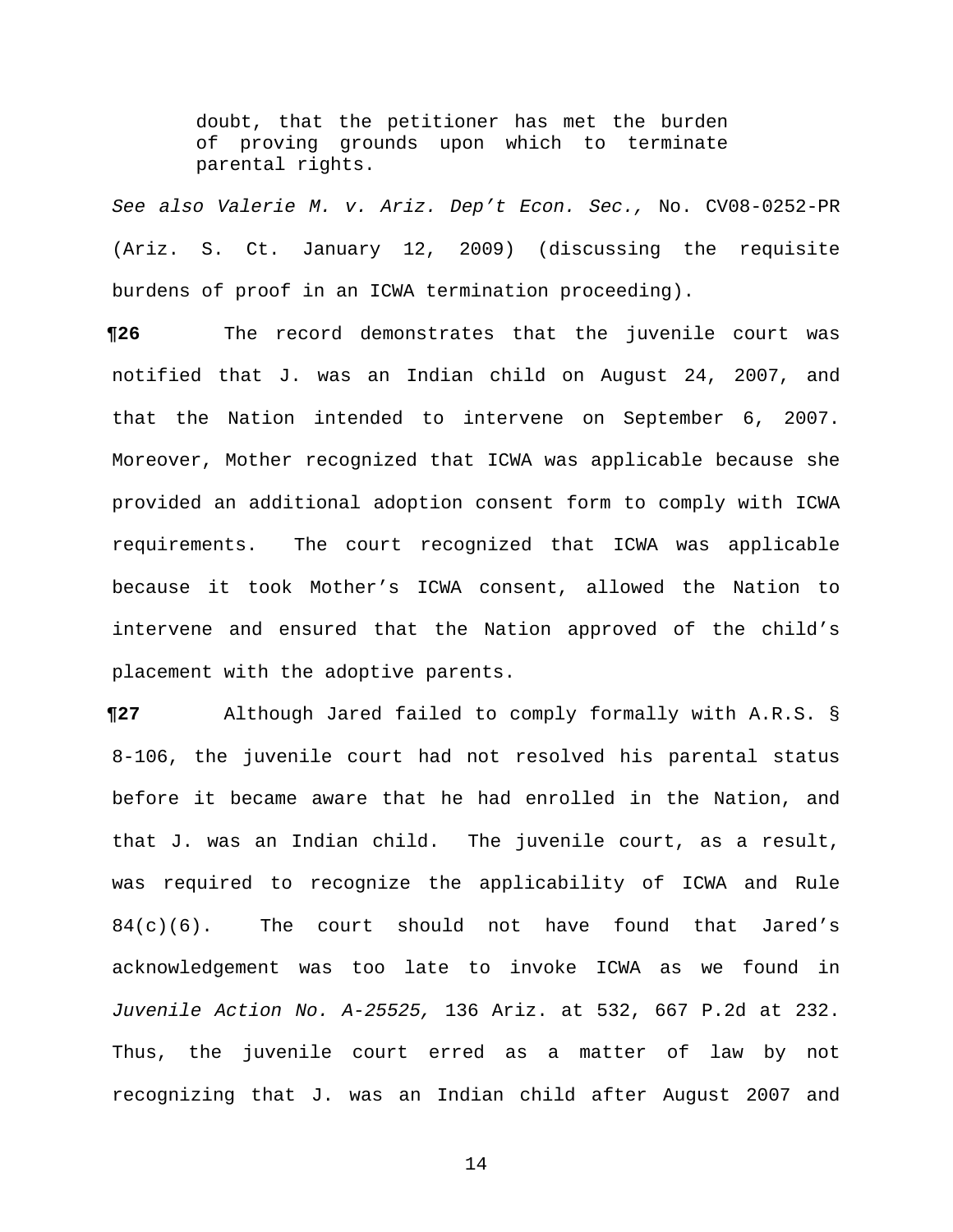> doubt, that the petitioner has met the burden of proving grounds upon which to terminate parental rights.

*See also Valerie M. v. Ariz. Dep't Econ. Sec.,* No. CV08-0252-PR (Ariz. S. Ct. January 12, 2009) (discussing the requisite burdens of proof in an ICWA termination proceeding).

**¶26** The record demonstrates that the juvenile court was notified that J. was an Indian child on August 24, 2007, and that the Nation intended to intervene on September 6, 2007. Moreover, Mother recognized that ICWA was applicable because she provided an additional adoption consent form to comply with ICWA requirements. The court recognized that ICWA was applicable because it took Mother's ICWA consent, allowed the Nation to intervene and ensured that the Nation approved of the child's placement with the adoptive parents.

**¶27** Although Jared failed to comply formally with A.R.S. § 8-106, the juvenile court had not resolved his parental status before it became aware that he had enrolled in the Nation, and that J. was an Indian child. The juvenile court, as a result, was required to recognize the applicability of ICWA and Rule 84(c)(6). The court should not have found that Jared's acknowledgement was too late to invoke ICWA as we found in *Juvenile Action No. A-25525,* 136 Ariz. at 532, 667 P.2d at 232. Thus, the juvenile court erred as a matter of law by not recognizing that J. was an Indian child after August 2007 and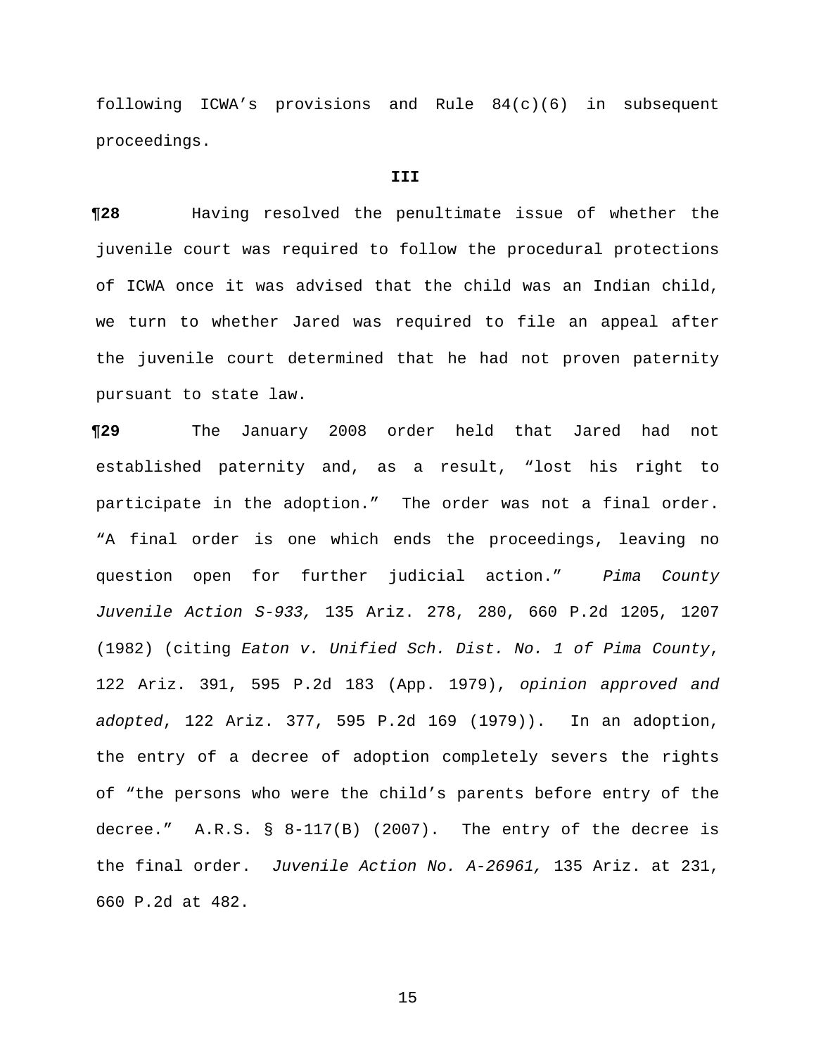following ICWA's provisions and Rule 84(c)(6) in subsequent proceedings.

### III

**¶28** Having resolved the penultimate issue of whether the juvenile court was required to follow the procedural protections of ICWA once it was advised that the child was an Indian child, we turn to whether Jared was required to file an appeal after the juvenile court determined that he had not proven paternity pursuant to state law.

**¶29** The January 2008 order held that Jared had not established paternity and, as a result, "lost his right to participate in the adoption." The order was not a final order. "A final order is one which ends the proceedings, leaving no question open for further judicial action." *Pima County Juvenile Action S-933,* 135 Ariz. 278, 280, 660 P.2d 1205, 1207 (1982) (citing *Eaton v. Unified Sch. Dist. No. 1 of Pima County*, 122 Ariz. 391, 595 P.2d 183 (App. 1979), *opinion approved and adopted*, 122 Ariz. 377, 595 P.2d 169 (1979)). In an adoption, the entry of a decree of adoption completely severs the rights of "the persons who were the child's parents before entry of the decree." A.R.S. § 8-117(B) (2007). The entry of the decree is the final order. *Juvenile Action No. A-26961,* 135 Ariz. at 231, 660 P.2d at 482.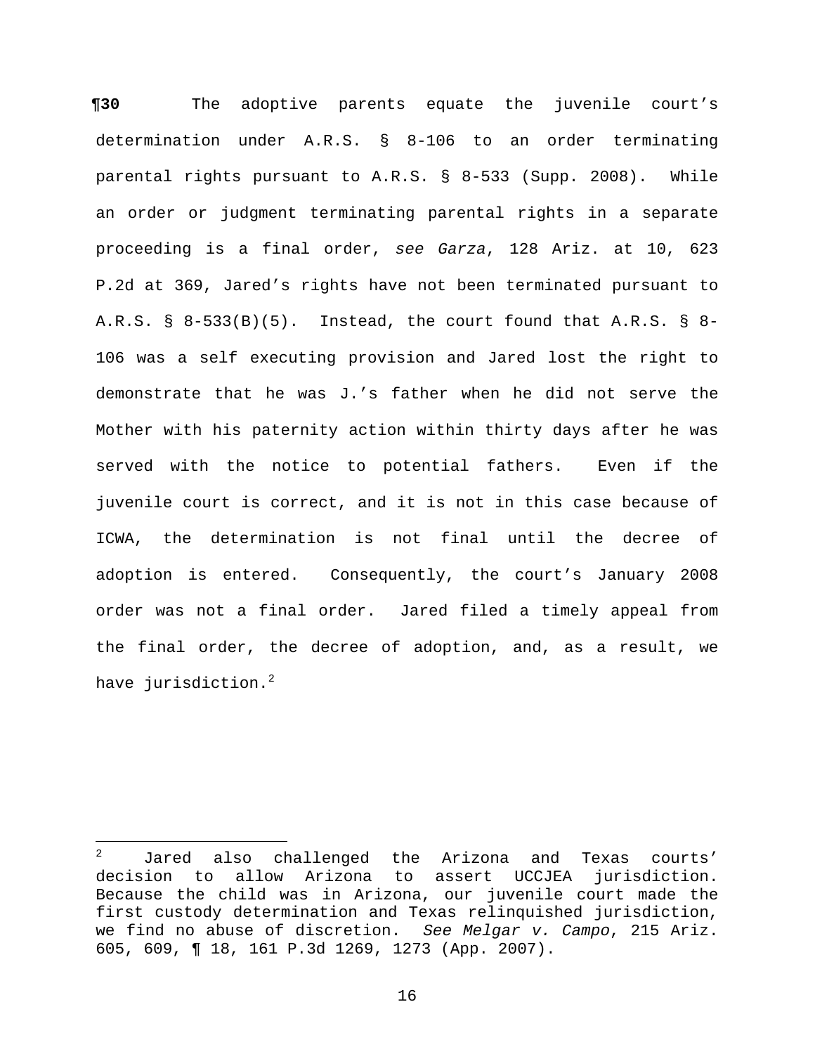**¶30** The adoptive parents equate the juvenile court's determination under A.R.S. § 8-106 to an order terminating parental rights pursuant to A.R.S. § 8-533 (Supp. 2008). While an order or judgment terminating parental rights in a separate proceeding is a final order, *see Garza*, 128 Ariz. at 10, 623 P.2d at 369, Jared's rights have not been terminated pursuant to A.R.S. § 8-533(B)(5). Instead, the court found that A.R.S. § 8-106 was a self executing provision and Jared lost the right to demonstrate that he was J.'s father when he did not serve the Mother with his paternity action within thirty days after he was served with the notice to potential fathers. Even if the juvenile court is correct, and it is not in this case because of ICWA, the determination is not final until the decree of adoption is entered. Consequently, the court's January 2008 order was not a final order. Jared filed a timely appeal from the final order, the decree of adoption, and, as a result, we have jurisdiction.[2]

---

[2] Jared also challenged the Arizona and Texas courts' decision to allow Arizona to assert UCCJEA jurisdiction. Because the child was in Arizona, our juvenile court made the first custody determination and Texas relinquished jurisdiction, we find no abuse of discretion. *See Melgar v. Campo*, 215 Ariz. 605, 609, ¶ 18, 161 P.3d 1269, 1273 (App. 2007).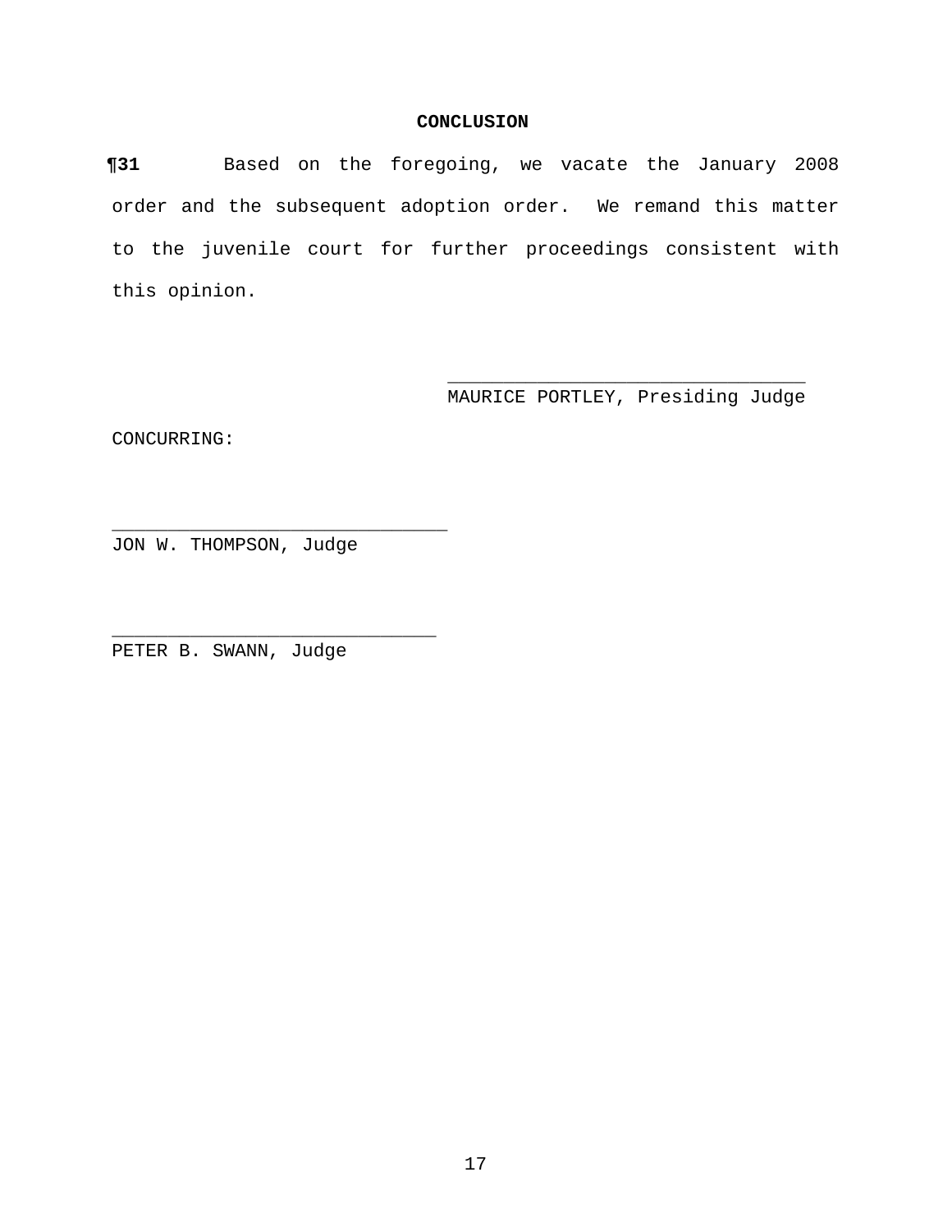## CONCLUSION

**¶31** Based on the foregoing, we vacate the January 2008 order and the subsequent adoption order. We remand this matter to the juvenile court for further proceedings consistent with this opinion.

\_\_\_\_\_\_\_\_\_\_\_\_\_\_\_\_\_\_\_\_\_\_\_\_\_\_\_\_\_\_\_\_\_
MAURICE PORTLEY, Presiding Judge

CONCURRING:

\_\_\_\_\_\_\_\_\_\_\_\_\_\_\_\_\_\_\_\_\_\_\_\_\_\_\_\_\_\_
JON W. THOMPSON, Judge

\_\_\_\_\_\_\_\_\_\_\_\_\_\_\_\_\_\_\_\_\_\_\_\_\_\_\_\_\_
PETER B. SWANN, Judge